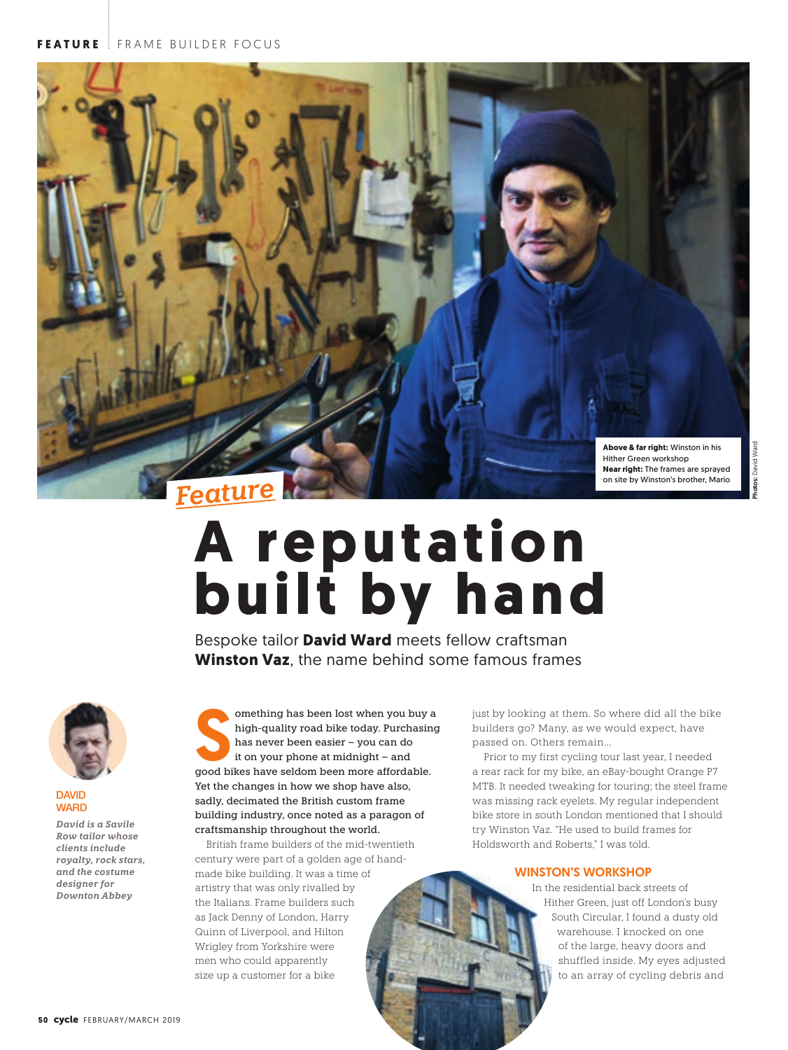Feature

# A reputation built by hand

Bespoke tailor **David Ward** meets fellow craftsman **Winston Vaz**, the name behind some famous frames

**Above & far right:** Winston in his Hither Green workshop
**Near right:** The frames are sprayed on site by Winston's brother, Mario

Photos: David Ward

**DAVID WARD**

***David is a Savile Row tailor whose clients include royalty, rock stars, and the costume designer for Downton Abbey***

**Something has been lost when you buy a high-quality road bike today. Purchasing has never been easier – you can do it on your phone at midnight – and good bikes have seldom been more affordable. Yet the changes in how we shop have also, sadly, decimated the British custom frame building industry, once noted as a paragon of craftsmanship throughout the world.**

British frame builders of the mid-twentieth century were part of a golden age of hand-made bike building. It was a time of artistry that was only rivalled by the Italians. Frame builders such as Jack Denny of London, Harry Quinn of Liverpool, and Hilton Wrigley from Yorkshire were men who could apparently size up a customer for a bike just by looking at them. So where did all the bike builders go? Many, as we would expect, have passed on. Others remain...

Prior to my first cycling tour last year, I needed a rear rack for my bike, an eBay-bought Orange P7 MTB. It needed tweaking for touring; the steel frame was missing rack eyelets. My regular independent bike store in south London mentioned that I should try Winston Vaz. "He used to build frames for Holdsworth and Roberts," I was told.

## WINSTON'S WORKSHOP

In the residential back streets of Hither Green, just off London's busy South Circular, I found a dusty old warehouse. I knocked on one of the large, heavy doors and shuffled inside. My eyes adjusted to an array of cycling debris and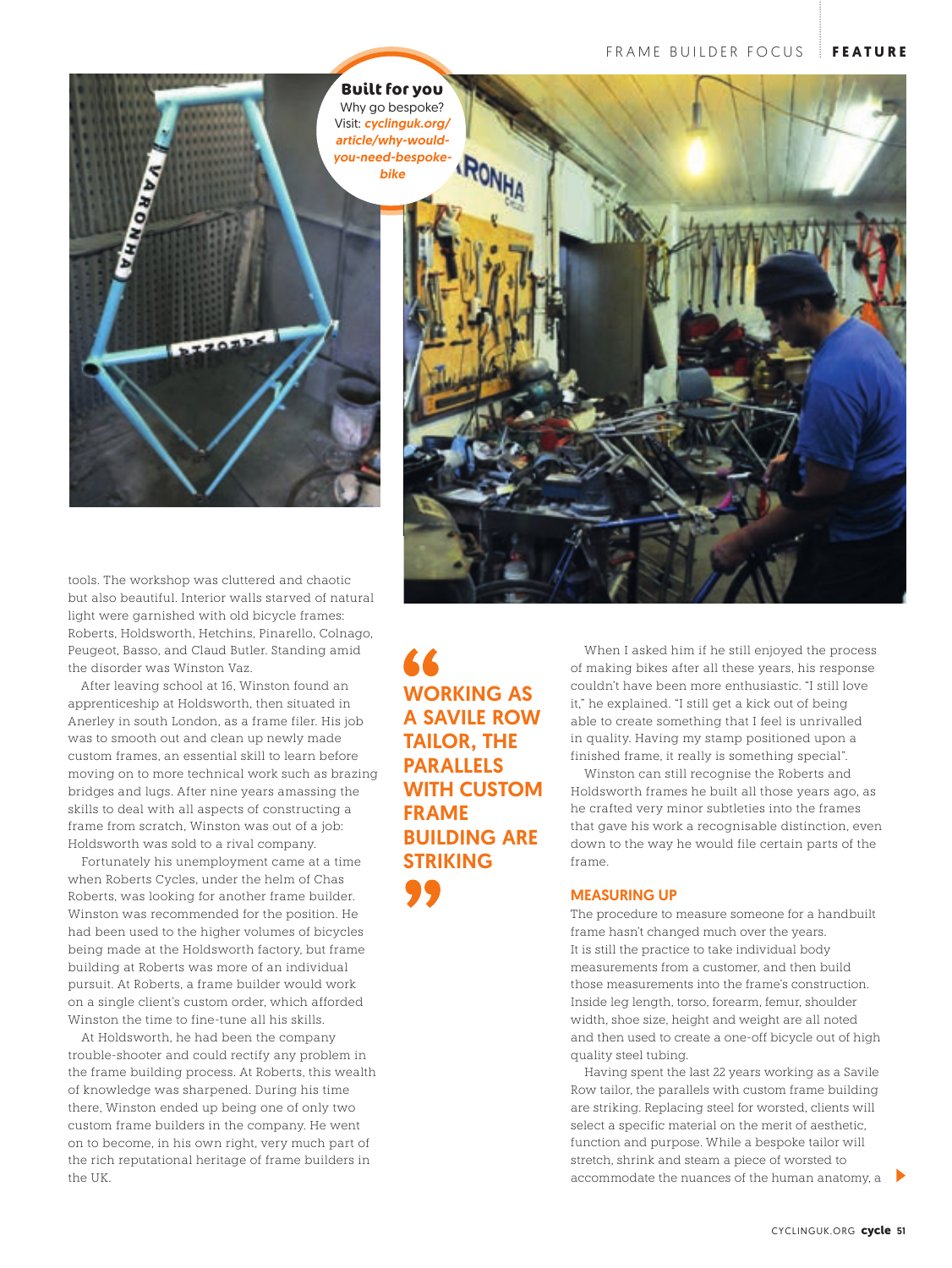**Built for you**
Why go bespoke? Visit: ***cyclinguk.org/article/why-would-you-need-bespoke-bike***

tools. The workshop was cluttered and chaotic but also beautiful. Interior walls starved of natural light were garnished with old bicycle frames: Roberts, Holdsworth, Hetchins, Pinarello, Colnago, Peugeot, Basso, and Claud Butler. Standing amid the disorder was Winston Vaz.

After leaving school at 16, Winston found an apprenticeship at Holdsworth, then situated in Anerley in south London, as a frame filer. His job was to smooth out and clean up newly made custom frames, an essential skill to learn before moving on to more technical work such as brazing bridges and lugs. After nine years amassing the skills to deal with all aspects of constructing a frame from scratch, Winston was out of a job: Holdsworth was sold to a rival company.

Fortunately his unemployment came at a time when Roberts Cycles, under the helm of Chas Roberts, was looking for another frame builder. Winston was recommended for the position. He had been used to the higher volumes of bicycles being made at the Holdsworth factory, but frame building at Roberts was more of an individual pursuit. At Roberts, a frame builder would work on a single client's custom order, which afforded Winston the time to fine-tune all his skills.

At Holdsworth, he had been the company trouble-shooter and could rectify any problem in the frame building process. At Roberts, this wealth of knowledge was sharpened. During his time there, Winston ended up being one of only two custom frame builders in the company. He went on to become, in his own right, very much part of the rich reputational heritage of frame builders in the UK.

> **"WORKING AS A SAVILE ROW TAILOR, THE PARALLELS WITH CUSTOM FRAME BUILDING ARE STRIKING"**

When I asked him if he still enjoyed the process of making bikes after all these years, his response couldn't have been more enthusiastic. "I still love it," he explained. "I still get a kick out of being able to create something that I feel is unrivalled in quality. Having my stamp positioned upon a finished frame, it really is something special".

Winston can still recognise the Roberts and Holdsworth frames he built all those years ago, as he crafted very minor subtleties into the frames that gave his work a recognisable distinction, even down to the way he would file certain parts of the frame.

## MEASURING UP

The procedure to measure someone for a handbuilt frame hasn't changed much over the years. It is still the practice to take individual body measurements from a customer, and then build those measurements into the frame's construction. Inside leg length, torso, forearm, femur, shoulder width, shoe size, height and weight are all noted and then used to create a one-off bicycle out of high quality steel tubing.

Having spent the last 22 years working as a Savile Row tailor, the parallels with custom frame building are striking. Replacing steel for worsted, clients will select a specific material on the merit of aesthetic, function and purpose. While a bespoke tailor will stretch, shrink and steam a piece of worsted to accommodate the nuances of the human anatomy, a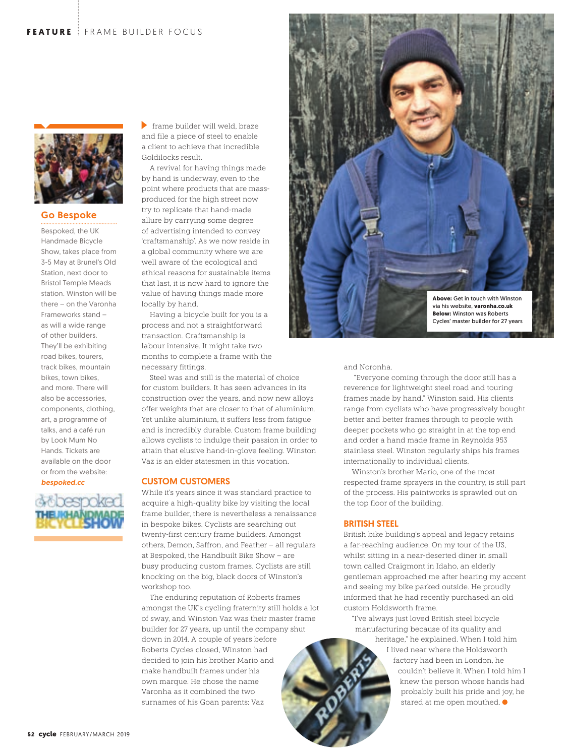frame builder will weld, braze and file a piece of steel to enable a client to achieve that incredible Goldilocks result.

A revival for having things made by hand is underway, even to the point where products that are mass-produced for the high street now try to replicate that hand-made allure by carrying some degree of advertising intended to convey 'craftsmanship'. As we now reside in a global community where we are well aware of the ecological and ethical reasons for sustainable items that last, it is now hard to ignore the value of having things made more locally by hand.

Having a bicycle built for you is a process and not a straightforward transaction. Craftsmanship is labour intensive. It might take two months to complete a frame with the necessary fittings.

Steel was and still is the material of choice for custom builders. It has seen advances in its construction over the years, and now new alloys offer weights that are closer to that of aluminium. Yet unlike aluminium, it suffers less from fatigue and is incredibly durable. Custom frame building allows cyclists to indulge their passion in order to attain that elusive hand-in-glove feeling. Winston Vaz is an elder statesmen in this vocation.

## CUSTOM CUSTOMERS

While it's years since it was standard practice to acquire a high-quality bike by visiting the local frame builder, there is nevertheless a renaissance in bespoke bikes. Cyclists are searching out twenty-first century frame builders. Amongst others, Demon, Saffron, and Feather – all regulars at Bespoked, the Handbuilt Bike Show – are busy producing custom frames. Cyclists are still knocking on the big, black doors of Winston's workshop too.

The enduring reputation of Roberts frames amongst the UK's cycling fraternity still holds a lot of sway, and Winston Vaz was their master frame builder for 27 years, up until the company shut down in 2014. A couple of years before Roberts Cycles closed, Winston had decided to join his brother Mario and make handbuilt frames under his own marque. He chose the name Varonha as it combined the two surnames of his Goan parents: Vaz and Noronha.

"Everyone coming through the door still has a reverence for lightweight steel road and touring frames made by hand," Winston said. His clients range from cyclists who have progressively bought better and better frames through to people with deeper pockets who go straight in at the top end and order a hand made frame in Reynolds 953 stainless steel. Winston regularly ships his frames internationally to individual clients.

Winston's brother Mario, one of the most respected frame sprayers in the country, is still part of the process. His paintworks is sprawled out on the top floor of the building.

## BRITISH STEEL

British bike building's appeal and legacy retains a far-reaching audience. On my tour of the US, whilst sitting in a near-deserted diner in small town called Craigmont in Idaho, an elderly gentleman approached me after hearing my accent and seeing my bike parked outside. He proudly informed that he had recently purchased an old custom Holdsworth frame.

"I've always just loved British steel bicycle manufacturing because of its quality and heritage," he explained. When I told him I lived near where the Holdsworth factory had been in London, he couldn't believe it. When I told him I knew the person whose hands had probably built his pride and joy, he stared at me open mouthed.

**Above:** Get in touch with Winston via his website, **varonha.co.uk**
**Below:** Winston was Roberts Cycles' master builder for 27 years

### Go Bespoke

Bespoked, the UK Handmade Bicycle Show, takes place from 3-5 May at Brunel's Old Station, next door to Bristol Temple Meads station. Winston will be there – on the Varonha Frameworks stand – as will a wide range of other builders. They'll be exhibiting road bikes, tourers, track bikes, mountain bikes, town bikes, and more. There will also be accessories, components, clothing, art, a programme of talks, and a café run by Look Mum No Hands. Tickets are available on the door or from the website: ***bespoked.cc***